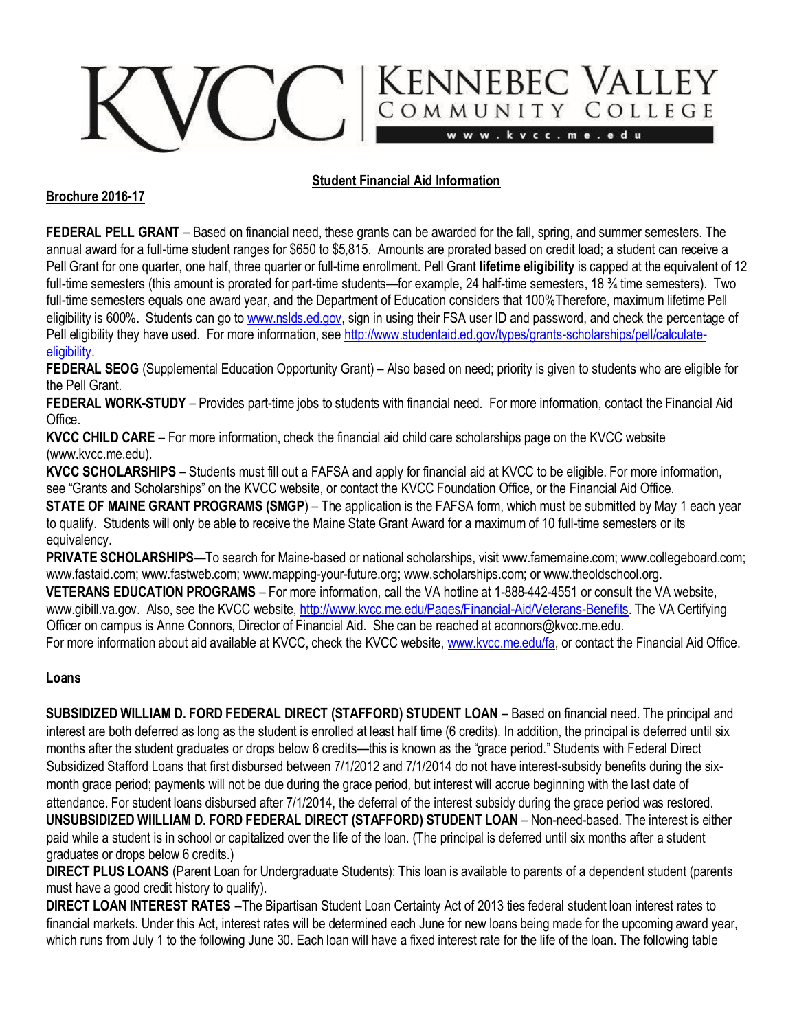KVCC | KENNEBEC VALLEY COMMUNITY COLLEGE
www.kvcc.me.edu

## Student Financial Aid Information

**Brochure 2016-17**

**FEDERAL PELL GRANT** – Based on financial need, these grants can be awarded for the fall, spring, and summer semesters. The annual award for a full-time student ranges for $650 to $5,815. Amounts are prorated based on credit load; a student can receive a Pell Grant for one quarter, one half, three quarter or full-time enrollment. Pell Grant **lifetime eligibility** is capped at the equivalent of 12 full-time semesters (this amount is prorated for part-time students—for example, 24 half-time semesters, 18 ¾ time semesters). Two full-time semesters equals one award year, and the Department of Education considers that 100%Therefore, maximum lifetime Pell eligibility is 600%. Students can go to [www.nslds.ed.gov](www.nslds.ed.gov), sign in using their FSA user ID and password, and check the percentage of Pell eligibility they have used. For more information, see [http://www.studentaid.ed.gov/types/grants-scholarships/pell/calculate-eligibility](http://www.studentaid.ed.gov/types/grants-scholarships/pell/calculate-eligibility).

**FEDERAL SEOG** (Supplemental Education Opportunity Grant) – Also based on need; priority is given to students who are eligible for the Pell Grant.

**FEDERAL WORK-STUDY** – Provides part-time jobs to students with financial need. For more information, contact the Financial Aid Office.

**KVCC CHILD CARE** – For more information, check the financial aid child care scholarships page on the KVCC website (www.kvcc.me.edu).

**KVCC SCHOLARSHIPS** – Students must fill out a FAFSA and apply for financial aid at KVCC to be eligible. For more information, see "Grants and Scholarships" on the KVCC website, or contact the KVCC Foundation Office, or the Financial Aid Office.

**STATE OF MAINE GRANT PROGRAMS (SMGP**) – The application is the FAFSA form, which must be submitted by May 1 each year to qualify. Students will only be able to receive the Maine State Grant Award for a maximum of 10 full-time semesters or its equivalency.

**PRIVATE SCHOLARSHIPS**—To search for Maine-based or national scholarships, visit www.famemaine.com; www.collegeboard.com; www.fastaid.com; www.fastweb.com; www.mapping-your-future.org; www.scholarships.com; or www.theoldschool.org.

**VETERANS EDUCATION PROGRAMS** – For more information, call the VA hotline at 1-888-442-4551 or consult the VA website, www.gibill.va.gov. Also, see the KVCC website, [http://www.kvcc.me.edu/Pages/Financial-Aid/Veterans-Benefits](http://www.kvcc.me.edu/Pages/Financial-Aid/Veterans-Benefits). The VA Certifying Officer on campus is Anne Connors, Director of Financial Aid. She can be reached at aconnors@kvcc.me.edu.

For more information about aid available at KVCC, check the KVCC website, [www.kvcc.me.edu/fa](www.kvcc.me.edu/fa), or contact the Financial Aid Office.

**Loans**

**SUBSIDIZED WILLIAM D. FORD FEDERAL DIRECT (STAFFORD) STUDENT LOAN** – Based on financial need. The principal and interest are both deferred as long as the student is enrolled at least half time (6 credits). In addition, the principal is deferred until six months after the student graduates or drops below 6 credits—this is known as the "grace period." Students with Federal Direct Subsidized Stafford Loans that first disbursed between 7/1/2012 and 7/1/2014 do not have interest-subsidy benefits during the six-month grace period; payments will not be due during the grace period, but interest will accrue beginning with the last date of attendance. For student loans disbursed after 7/1/2014, the deferral of the interest subsidy during the grace period was restored.

**UNSUBSIDIZED WIILLIAM D. FORD FEDERAL DIRECT (STAFFORD) STUDENT LOAN** – Non-need-based. The interest is either paid while a student is in school or capitalized over the life of the loan. (The principal is deferred until six months after a student graduates or drops below 6 credits.)

**DIRECT PLUS LOANS** (Parent Loan for Undergraduate Students): This loan is available to parents of a dependent student (parents must have a good credit history to qualify).

**DIRECT LOAN INTEREST RATES** --The Bipartisan Student Loan Certainty Act of 2013 ties federal student loan interest rates to financial markets. Under this Act, interest rates will be determined each June for new loans being made for the upcoming award year, which runs from July 1 to the following June 30. Each loan will have a fixed interest rate for the life of the loan. The following table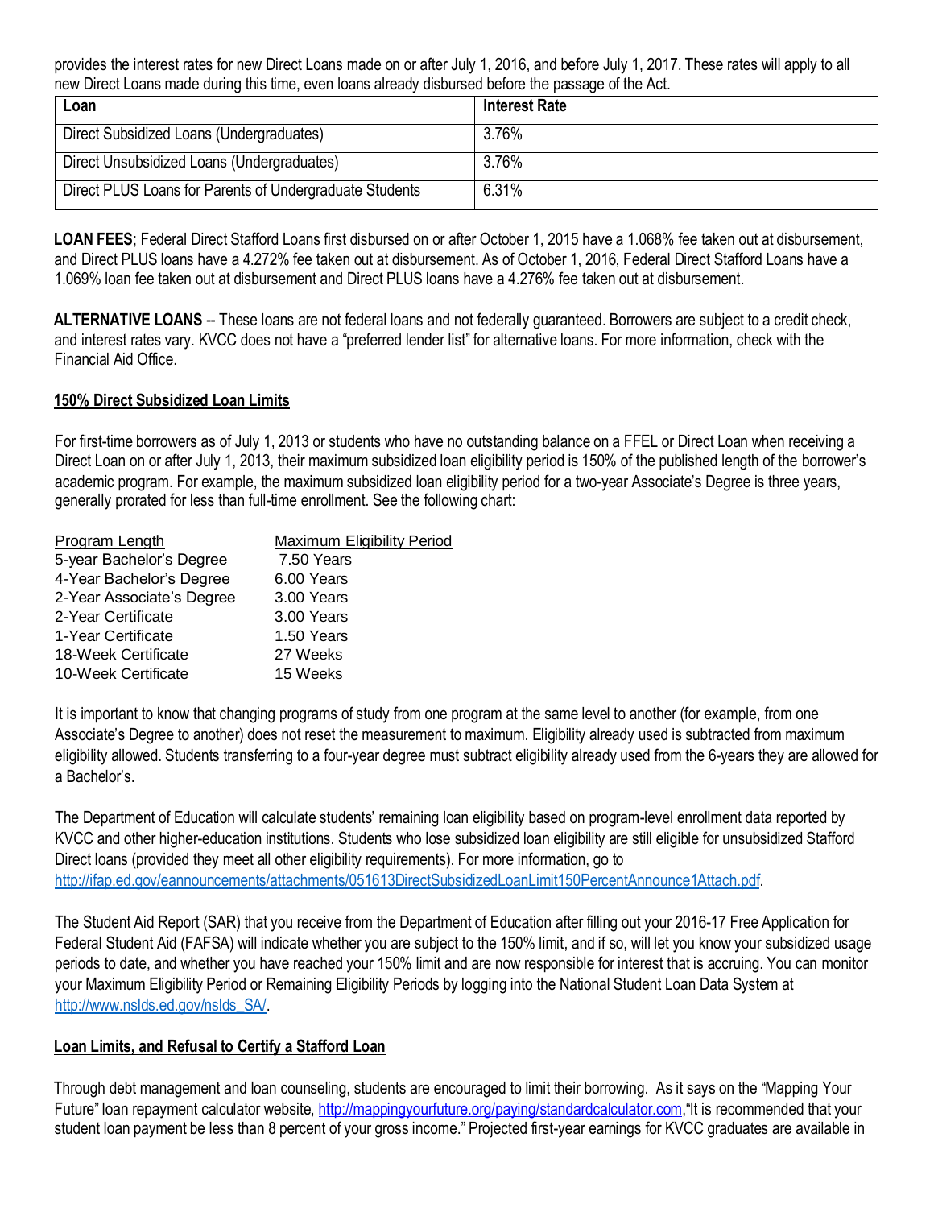provides the interest rates for new Direct Loans made on or after July 1, 2016, and before July 1, 2017. These rates will apply to all new Direct Loans made during this time, even loans already disbursed before the passage of the Act.

| Loan | Interest Rate |
| --- | --- |
| Direct Subsidized Loans (Undergraduates) | 3.76% |
| Direct Unsubsidized Loans (Undergraduates) | 3.76% |
| Direct PLUS Loans for Parents of Undergraduate Students | 6.31% |

**LOAN FEES**; Federal Direct Stafford Loans first disbursed on or after October 1, 2015 have a 1.068% fee taken out at disbursement, and Direct PLUS loans have a 4.272% fee taken out at disbursement. As of October 1, 2016, Federal Direct Stafford Loans have a 1.069% loan fee taken out at disbursement and Direct PLUS loans have a 4.276% fee taken out at disbursement.

**ALTERNATIVE LOANS** -- These loans are not federal loans and not federally guaranteed. Borrowers are subject to a credit check, and interest rates vary. KVCC does not have a "preferred lender list" for alternative loans. For more information, check with the Financial Aid Office.

**150% Direct Subsidized Loan Limits**

For first-time borrowers as of July 1, 2013 or students who have no outstanding balance on a FFEL or Direct Loan when receiving a Direct Loan on or after July 1, 2013, their maximum subsidized loan eligibility period is 150% of the published length of the borrower's academic program. For example, the maximum subsidized loan eligibility period for a two-year Associate's Degree is three years, generally prorated for less than full-time enrollment. See the following chart:

| Program Length | Maximum Eligibility Period |
| --- | --- |
| 5-year Bachelor's Degree | 7.50 Years |
| 4-Year Bachelor's Degree | 6.00 Years |
| 2-Year Associate's Degree | 3.00 Years |
| 2-Year Certificate | 3.00 Years |
| 1-Year Certificate | 1.50 Years |
| 18-Week Certificate | 27 Weeks |
| 10-Week Certificate | 15 Weeks |

It is important to know that changing programs of study from one program at the same level to another (for example, from one Associate's Degree to another) does not reset the measurement to maximum. Eligibility already used is subtracted from maximum eligibility allowed. Students transferring to a four-year degree must subtract eligibility already used from the 6-years they are allowed for a Bachelor's.

The Department of Education will calculate students' remaining loan eligibility based on program-level enrollment data reported by KVCC and other higher-education institutions. Students who lose subsidized loan eligibility are still eligible for unsubsidized Stafford Direct loans (provided they meet all other eligibility requirements). For more information, go to http://ifap.ed.gov/eannouncements/attachments/051613DirectSubsidizedLoanLimit150PercentAnnounce1Attach.pdf.

The Student Aid Report (SAR) that you receive from the Department of Education after filling out your 2016-17 Free Application for Federal Student Aid (FAFSA) will indicate whether you are subject to the 150% limit, and if so, will let you know your subsidized usage periods to date, and whether you have reached your 150% limit and are now responsible for interest that is accruing. You can monitor your Maximum Eligibility Period or Remaining Eligibility Periods by logging into the National Student Loan Data System at http://www.nslds.ed.gov/nslds_SA/.

**Loan Limits, and Refusal to Certify a Stafford Loan**

Through debt management and loan counseling, students are encouraged to limit their borrowing. As it says on the "Mapping Your Future" loan repayment calculator website, http://mappingyourfuture.org/paying/standardcalculator.com,"It is recommended that your student loan payment be less than 8 percent of your gross income." Projected first-year earnings for KVCC graduates are available in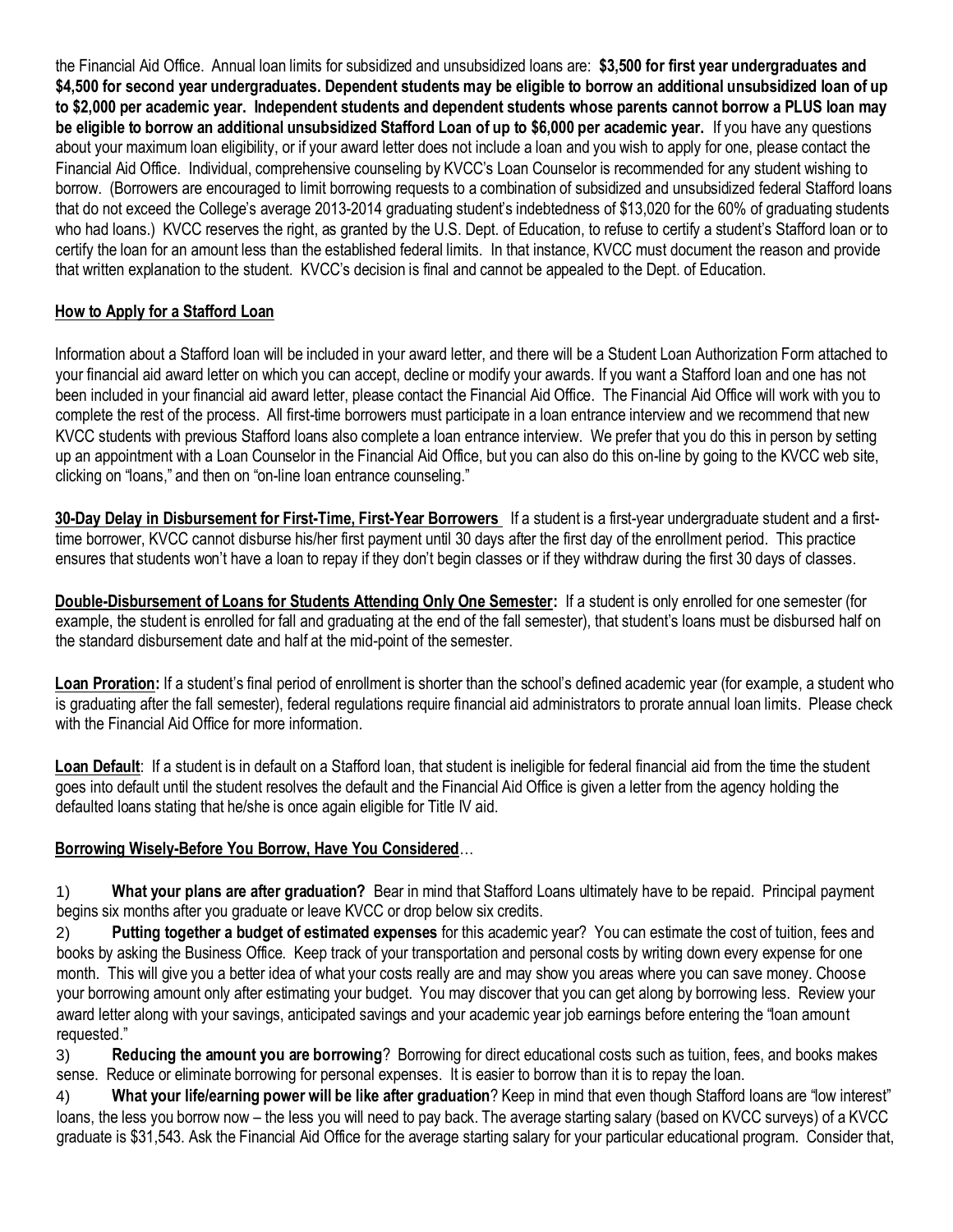the Financial Aid Office. Annual loan limits for subsidized and unsubsidized loans are: **$3,500 for first year undergraduates and $4,500 for second year undergraduates. Dependent students may be eligible to borrow an additional unsubsidized loan of up to $2,000 per academic year. Independent students and dependent students whose parents cannot borrow a PLUS loan may be eligible to borrow an additional unsubsidized Stafford Loan of up to $6,000 per academic year.** If you have any questions about your maximum loan eligibility, or if your award letter does not include a loan and you wish to apply for one, please contact the Financial Aid Office. Individual, comprehensive counseling by KVCC's Loan Counselor is recommended for any student wishing to borrow. (Borrowers are encouraged to limit borrowing requests to a combination of subsidized and unsubsidized federal Stafford loans that do not exceed the College's average 2013-2014 graduating student's indebtedness of $13,020 for the 60% of graduating students who had loans.) KVCC reserves the right, as granted by the U.S. Dept. of Education, to refuse to certify a student's Stafford loan or to certify the loan for an amount less than the established federal limits. In that instance, KVCC must document the reason and provide that written explanation to the student. KVCC's decision is final and cannot be appealed to the Dept. of Education.

**How to Apply for a Stafford Loan**

Information about a Stafford loan will be included in your award letter, and there will be a Student Loan Authorization Form attached to your financial aid award letter on which you can accept, decline or modify your awards. If you want a Stafford loan and one has not been included in your financial aid award letter, please contact the Financial Aid Office. The Financial Aid Office will work with you to complete the rest of the process. All first-time borrowers must participate in a loan entrance interview and we recommend that new KVCC students with previous Stafford loans also complete a loan entrance interview. We prefer that you do this in person by setting up an appointment with a Loan Counselor in the Financial Aid Office, but you can also do this on-line by going to the KVCC web site, clicking on "loans," and then on "on-line loan entrance counseling."

**30-Day Delay in Disbursement for First-Time, First-Year Borrowers** If a student is a first-year undergraduate student and a first-time borrower, KVCC cannot disburse his/her first payment until 30 days after the first day of the enrollment period. This practice ensures that students won't have a loan to repay if they don't begin classes or if they withdraw during the first 30 days of classes.

**Double-Disbursement of Loans for Students Attending Only One Semester:** If a student is only enrolled for one semester (for example, the student is enrolled for fall and graduating at the end of the fall semester), that student's loans must be disbursed half on the standard disbursement date and half at the mid-point of the semester.

**Loan Proration:** If a student's final period of enrollment is shorter than the school's defined academic year (for example, a student who is graduating after the fall semester), federal regulations require financial aid administrators to prorate annual loan limits. Please check with the Financial Aid Office for more information.

**Loan Default**: If a student is in default on a Stafford loan, that student is ineligible for federal financial aid from the time the student goes into default until the student resolves the default and the Financial Aid Office is given a letter from the agency holding the defaulted loans stating that he/she is once again eligible for Title IV aid.

**Borrowing Wisely-Before You Borrow, Have You Considered**…

1) **What your plans are after graduation?** Bear in mind that Stafford Loans ultimately have to be repaid. Principal payment begins six months after you graduate or leave KVCC or drop below six credits.

2) **Putting together a budget of estimated expenses** for this academic year? You can estimate the cost of tuition, fees and books by asking the Business Office. Keep track of your transportation and personal costs by writing down every expense for one month. This will give you a better idea of what your costs really are and may show you areas where you can save money. Choose your borrowing amount only after estimating your budget. You may discover that you can get along by borrowing less. Review your award letter along with your savings, anticipated savings and your academic year job earnings before entering the "loan amount requested."

3) **Reducing the amount you are borrowing**? Borrowing for direct educational costs such as tuition, fees, and books makes sense. Reduce or eliminate borrowing for personal expenses. It is easier to borrow than it is to repay the loan.

4) **What your life/earning power will be like after graduation**? Keep in mind that even though Stafford loans are "low interest" loans, the less you borrow now – the less you will need to pay back. The average starting salary (based on KVCC surveys) of a KVCC graduate is $31,543. Ask the Financial Aid Office for the average starting salary for your particular educational program. Consider that,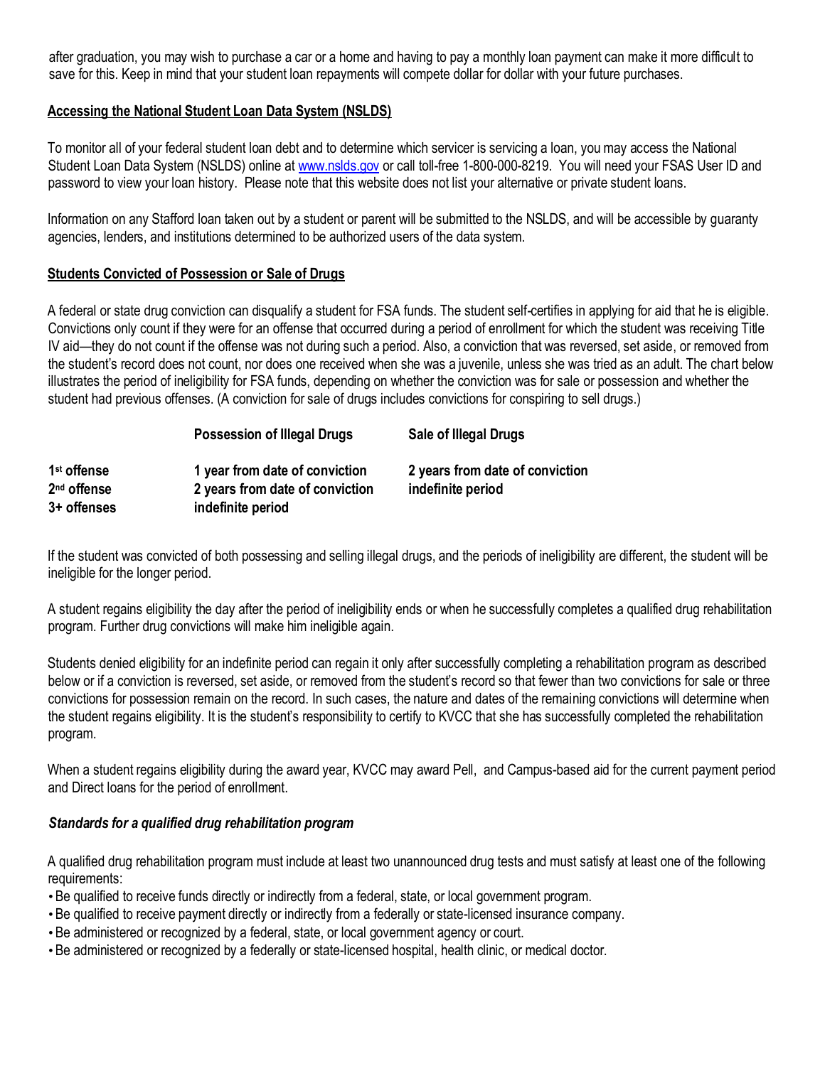after graduation, you may wish to purchase a car or a home and having to pay a monthly loan payment can make it more difficult to save for this. Keep in mind that your student loan repayments will compete dollar for dollar with your future purchases.

**Accessing the National Student Loan Data System (NSLDS)**

To monitor all of your federal student loan debt and to determine which servicer is servicing a loan, you may access the National Student Loan Data System (NSLDS) online at www.nslds.gov or call toll-free 1-800-000-8219. You will need your FSAS User ID and password to view your loan history. Please note that this website does not list your alternative or private student loans.

Information on any Stafford loan taken out by a student or parent will be submitted to the NSLDS, and will be accessible by guaranty agencies, lenders, and institutions determined to be authorized users of the data system.

**Students Convicted of Possession or Sale of Drugs**

A federal or state drug conviction can disqualify a student for FSA funds. The student self-certifies in applying for aid that he is eligible. Convictions only count if they were for an offense that occurred during a period of enrollment for which the student was receiving Title IV aid—they do not count if the offense was not during such a period. Also, a conviction that was reversed, set aside, or removed from the student's record does not count, nor does one received when she was a juvenile, unless she was tried as an adult. The chart below illustrates the period of ineligibility for FSA funds, depending on whether the conviction was for sale or possession and whether the student had previous offenses. (A conviction for sale of drugs includes convictions for conspiring to sell drugs.)

| | Possession of Illegal Drugs | Sale of Illegal Drugs |
|---|---|---|
| 1st offense | 1 year from date of conviction | 2 years from date of conviction |
| 2nd offense | 2 years from date of conviction | indefinite period |
| 3+ offenses | indefinite period | |

If the student was convicted of both possessing and selling illegal drugs, and the periods of ineligibility are different, the student will be ineligible for the longer period.

A student regains eligibility the day after the period of ineligibility ends or when he successfully completes a qualified drug rehabilitation program. Further drug convictions will make him ineligible again.

Students denied eligibility for an indefinite period can regain it only after successfully completing a rehabilitation program as described below or if a conviction is reversed, set aside, or removed from the student's record so that fewer than two convictions for sale or three convictions for possession remain on the record. In such cases, the nature and dates of the remaining convictions will determine when the student regains eligibility. It is the student's responsibility to certify to KVCC that she has successfully completed the rehabilitation program.

When a student regains eligibility during the award year, KVCC may award Pell, and Campus-based aid for the current payment period and Direct loans for the period of enrollment.

***Standards for a qualified drug rehabilitation program***

A qualified drug rehabilitation program must include at least two unannounced drug tests and must satisfy at least one of the following requirements:

- Be qualified to receive funds directly or indirectly from a federal, state, or local government program.
- Be qualified to receive payment directly or indirectly from a federally or state-licensed insurance company.
- Be administered or recognized by a federal, state, or local government agency or court.
- Be administered or recognized by a federally or state-licensed hospital, health clinic, or medical doctor.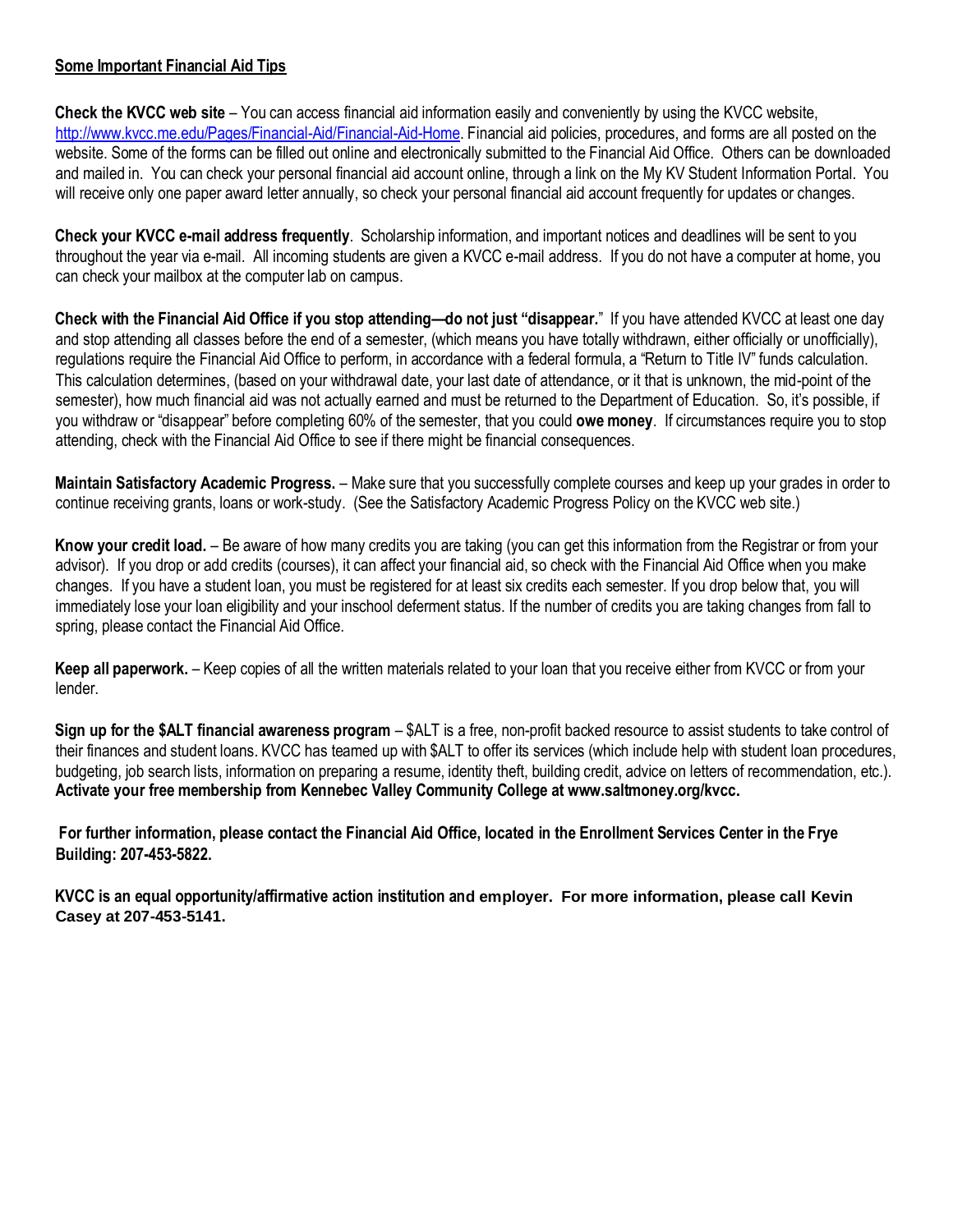**Some Important Financial Aid Tips**

**Check the KVCC web site** – You can access financial aid information easily and conveniently by using the KVCC website, http://www.kvcc.me.edu/Pages/Financial-Aid/Financial-Aid-Home. Financial aid policies, procedures, and forms are all posted on the website. Some of the forms can be filled out online and electronically submitted to the Financial Aid Office. Others can be downloaded and mailed in. You can check your personal financial aid account online, through a link on the My KV Student Information Portal. You will receive only one paper award letter annually, so check your personal financial aid account frequently for updates or changes.

**Check your KVCC e-mail address frequently**. Scholarship information, and important notices and deadlines will be sent to you throughout the year via e-mail. All incoming students are given a KVCC e-mail address. If you do not have a computer at home, you can check your mailbox at the computer lab on campus.

**Check with the Financial Aid Office if you stop attending—do not just "disappear.**" If you have attended KVCC at least one day and stop attending all classes before the end of a semester, (which means you have totally withdrawn, either officially or unofficially), regulations require the Financial Aid Office to perform, in accordance with a federal formula, a "Return to Title IV" funds calculation. This calculation determines, (based on your withdrawal date, your last date of attendance, or it that is unknown, the mid-point of the semester), how much financial aid was not actually earned and must be returned to the Department of Education. So, it's possible, if you withdraw or "disappear" before completing 60% of the semester, that you could **owe money**. If circumstances require you to stop attending, check with the Financial Aid Office to see if there might be financial consequences.

**Maintain Satisfactory Academic Progress.** – Make sure that you successfully complete courses and keep up your grades in order to continue receiving grants, loans or work-study. (See the Satisfactory Academic Progress Policy on the KVCC web site.)

**Know your credit load.** – Be aware of how many credits you are taking (you can get this information from the Registrar or from your advisor). If you drop or add credits (courses), it can affect your financial aid, so check with the Financial Aid Office when you make changes. If you have a student loan, you must be registered for at least six credits each semester. If you drop below that, you will immediately lose your loan eligibility and your inschool deferment status. If the number of credits you are taking changes from fall to spring, please contact the Financial Aid Office.

**Keep all paperwork.** – Keep copies of all the written materials related to your loan that you receive either from KVCC or from your lender.

**Sign up for the $ALT financial awareness program** – $ALT is a free, non-profit backed resource to assist students to take control of their finances and student loans. KVCC has teamed up with $ALT to offer its services (which include help with student loan procedures, budgeting, job search lists, information on preparing a resume, identity theft, building credit, advice on letters of recommendation, etc.). **Activate your free membership from Kennebec Valley Community College at www.saltmoney.org/kvcc.**

**For further information, please contact the Financial Aid Office, located in the Enrollment Services Center in the Frye Building: 207-453-5822.**

**KVCC is an equal opportunity/affirmative action institution and employer. For more information, please call Kevin Casey at 207-453-5141.**